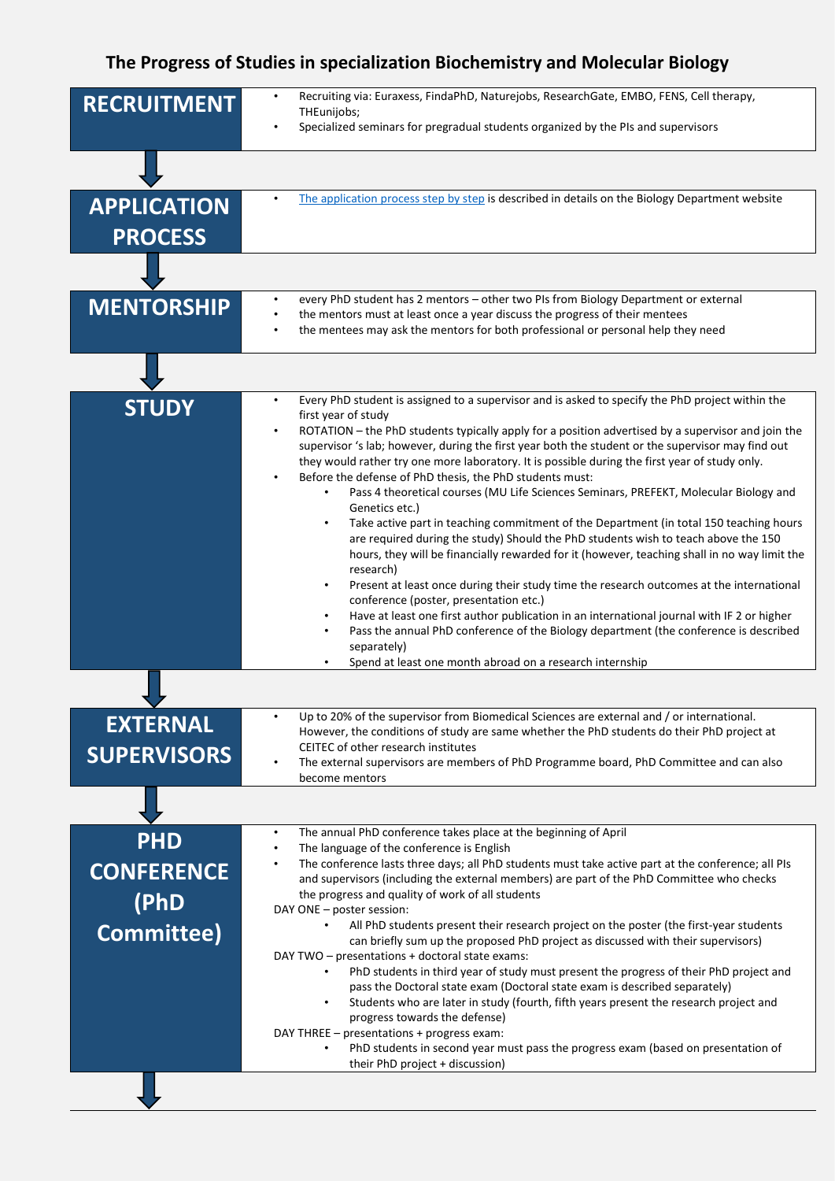# The Progress of Studies in specialization Biochemistry and Molecular Biology

## RECRUITMENT

- Recruiting via: Euraxess, FindaPhD, Naturejobs, ResearchGate, EMBO, FENS, Cell therapy, THEunijobs;
- Specialized seminars for pregradual students organized by the PIs and supervisors

## APPLICATION PROCESS

- [The application process step by step] is described in details on the Biology Department website

## MENTORSHIP

- every PhD student has 2 mentors – other two PIs from Biology Department or external
- the mentors must at least once a year discuss the progress of their mentees
- the mentees may ask the mentors for both professional or personal help they need

## STUDY

- Every PhD student is assigned to a supervisor and is asked to specify the PhD project within the first year of study
- ROTATION – the PhD students typically apply for a position advertised by a supervisor and join the supervisor 's lab; however, during the first year both the student or the supervisor may find out they would rather try one more laboratory. It is possible during the first year of study only.
- Before the defense of PhD thesis, the PhD students must:
    - Pass 4 theoretical courses (MU Life Sciences Seminars, PREFEKT, Molecular Biology and Genetics etc.)
    - Take active part in teaching commitment of the Department (in total 150 teaching hours are required during the study) Should the PhD students wish to teach above the 150 hours, they will be financially rewarded for it (however, teaching shall in no way limit the research)
    - Present at least once during their study time the research outcomes at the international conference (poster, presentation etc.)
    - Have at least one first author publication in an international journal with IF 2 or higher
    - Pass the annual PhD conference of the Biology department (the conference is described separately)
    - Spend at least one month abroad on a research internship

## EXTERNAL SUPERVISORS

- Up to 20% of the supervisor from Biomedical Sciences are external and / or international. However, the conditions of study are same whether the PhD students do their PhD project at CEITEC of other research institutes
- The external supervisors are members of PhD Programme board, PhD Committee and can also become mentors

## PHD CONFERENCE (PhD Committee)

- The annual PhD conference takes place at the beginning of April
- The language of the conference is English
- The conference lasts three days; all PhD students must take active part at the conference; all PIs and supervisors (including the external members) are part of the PhD Committee who checks the progress and quality of work of all students

DAY ONE – poster session:

- All PhD students present their research project on the poster (the first-year students can briefly sum up the proposed PhD project as discussed with their supervisors)

DAY TWO – presentations + doctoral state exams:

- PhD students in third year of study must present the progress of their PhD project and pass the Doctoral state exam (Doctoral state exam is described separately)
- Students who are later in study (fourth, fifth years present the research project and progress towards the defense)

DAY THREE – presentations + progress exam:

- PhD students in second year must pass the progress exam (based on presentation of their PhD project + discussion)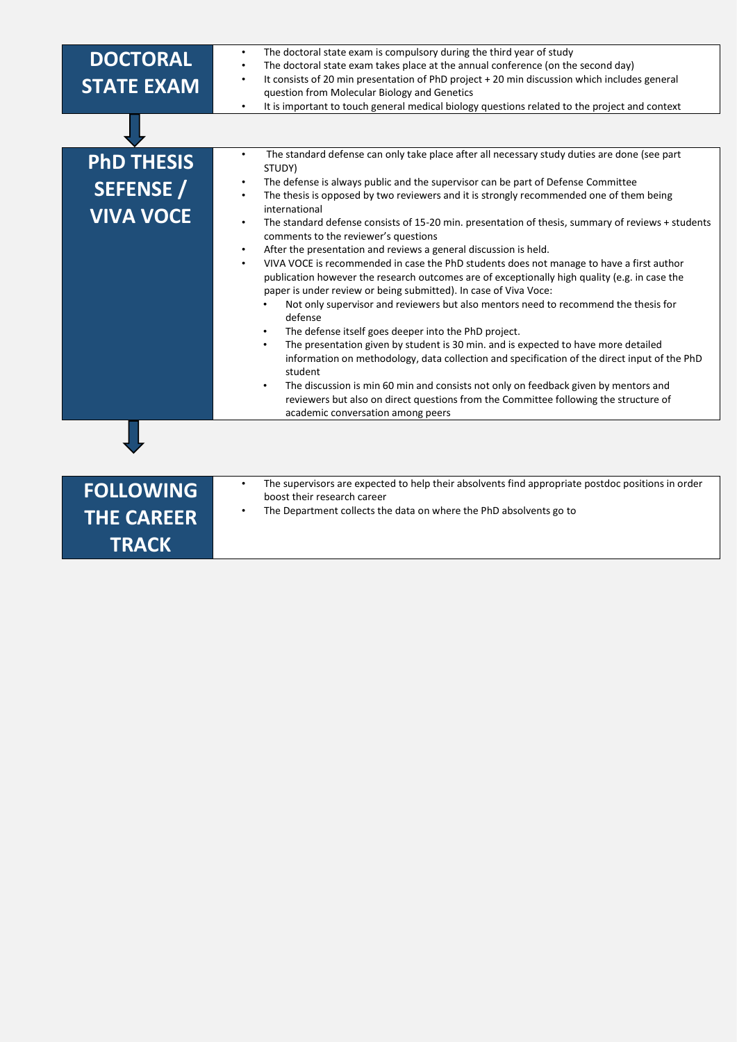## DOCTORAL STATE EXAM

- The doctoral state exam is compulsory during the third year of study
- The doctoral state exam takes place at the annual conference (on the second day)
- It consists of 20 min presentation of PhD project + 20 min discussion which includes general question from Molecular Biology and Genetics
- It is important to touch general medical biology questions related to the project and context

## PhD THESIS SEFENSE / VIVA VOCE

- The standard defense can only take place after all necessary study duties are done (see part STUDY)
- The defense is always public and the supervisor can be part of Defense Committee
- The thesis is opposed by two reviewers and it is strongly recommended one of them being international
- The standard defense consists of 15-20 min. presentation of thesis, summary of reviews + students comments to the reviewer's questions
- After the presentation and reviews a general discussion is held.
- VIVA VOCE is recommended in case the PhD students does not manage to have a first author publication however the research outcomes are of exceptionally high quality (e.g. in case the paper is under review or being submitted). In case of Viva Voce:
  - Not only supervisor and reviewers but also mentors need to recommend the thesis for defense
  - The defense itself goes deeper into the PhD project.
  - The presentation given by student is 30 min. and is expected to have more detailed information on methodology, data collection and specification of the direct input of the PhD student
  - The discussion is min 60 min and consists not only on feedback given by mentors and reviewers but also on direct questions from the Committee following the structure of academic conversation among peers

## FOLLOWING THE CAREER TRACK

- The supervisors are expected to help their absolvents find appropriate postdoc positions in order boost their research career
- The Department collects the data on where the PhD absolvents go to